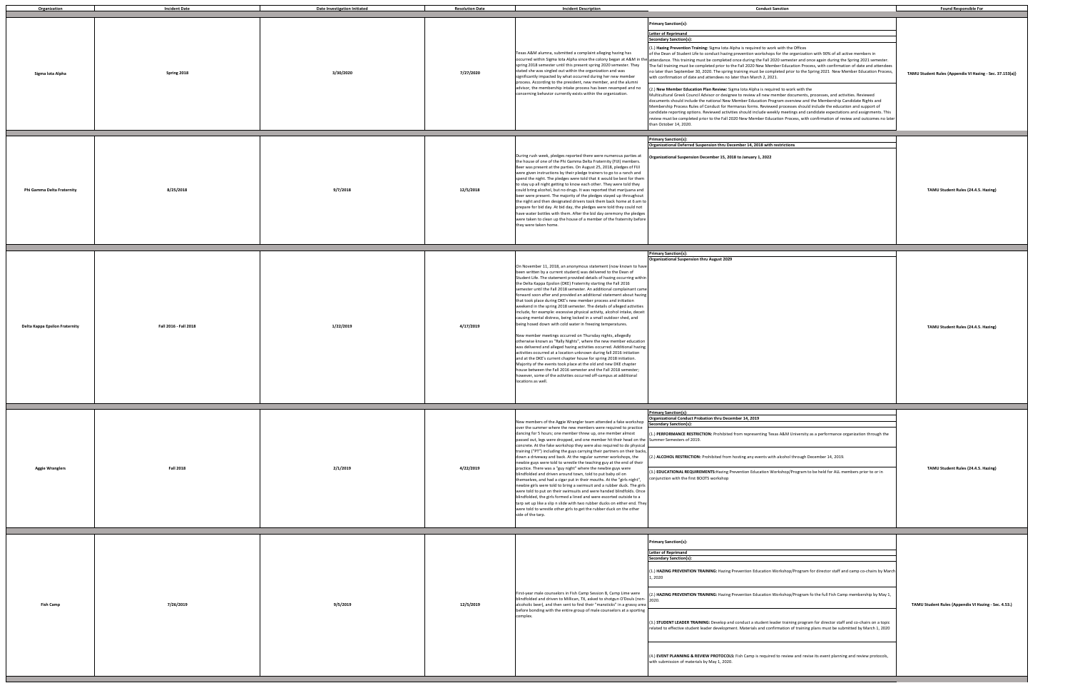| Organization | Incident Date | Date Investigation Initiated | Resolution Date | Incident Description | Conduct Sanction | Found Responsible For |
| --- | --- | --- | --- | --- | --- | --- |
| Sigma Iota Alpha | Spring 2018 | 3/30/2020 | 7/27/2020 | Texas A&M alumna, submitted a complaint alleging hazing has occurred within Sigma Iota Alpha since the colony began at A&M in the spring 2018 semester until this present spring 2020 semester. They stated she was singled out within the organization and was significantly impacted by what occurred during her new member process. According to the president, new member, and the alumni advisor, the membership intake process has been revamped and no concerning behavior currently exists within the organization. | **Primary Sanction(s):**<br>**Letter of Reprimand**<br>**Secondary Sanction(s):**<br>(1.) **Hazing Prevention Training:** Sigma Iota Alpha is required to work with the Offices of the Dean of Student Life to conduct hazing prevention workshops for the organization with 90% of all active members in attendance. This training must be completed once during the Fall 2020 semester and once again during the Spring 2021 semester. The fall training must be completed prior to the Fall 2020 New Member Education Process, with confirmation of date and attendees no later than September 30, 2020. The spring training must be completed prior to the Spring 2021 New Member Education Process, with confirmation of date and attendees no later than March 2, 2021.<br>(2.) **New Member Education Plan Review:** Sigma Iota Alpha is required to work with the Multicultural Greek Council Advisor or designee to review all new member documents, processes, and activities. Reviewed documents should include the national New Member Education Program overview and the Membership Candidate Rights and Membership Process Rules of Conduct for Hermanas forms. Reviewed processes should include the education and support of candidate reporting options. Reviewed activities should include weekly meetings and candidate expectations and assignments. This review must be completed prior to the Fall 2020 New Member Education Process, with confirmation of review and outcomes no later than October 14, 2020. | TAMU Student Rules (Appendix VI Hazing - Sec. 37.153(a)) |
| Phi Gamma Delta Fraternity | 8/25/2018 | 9/7/2018 | 12/5/2018 | During rush week, pledges reported there were numerous parties at the house of one of the Phi Gamma Delta Fraternity (FIJI) members. Beer was present at the parties. On August 25, 2018, pledges of FIJI were given instructions by their pledge trainers to go to a ranch and spend the night. The pledges were told that it would be best for them to stay up all night getting to know each other. They were told they could bring alcohol, but no drugs. It was reported that marijuana and beer were present. The majority of the pledges stayed up throughout the night and then designated drivers took them back home at 6 am to prepare for bid day. At bid day, the pledges were told they could not have water bottles with them. After the bid day ceremony the pledges were taken to clean up the house of a member of the fraternity before they were taken home. | **Primary Sanction(s):**<br>**Organizational Deferred Suspension thru December 14, 2018 with restrictions**<br>**Organizational Suspension December 15, 2018 to January 1, 2022** | TAMU Student Rules (24.4.5. Hazing) |
| Delta Kappa Epsilon Fraternity | Fall 2016 - Fall 2018 | 1/22/2019 | 4/17/2019 | On November 11, 2018, an anonymous statement (now known to have been written by a current student) was delivered to the Dean of Student Life. The statement provided details of hazing occurring within the Delta Kappa Epsilon (DKE) Fraternity starting the Fall 2016 semester until the Fall 2018 semester. An additional complainant came forward soon after and provided an additional statement about hazing that took place during DKE's new member process and initiation weekend in the spring 2018 semester. The details of alleged activities include, for example: excessive physical activity, alcohol intake, deceit causing mental distress, being locked in a small outdoor shed, and being hosed down with cold water in freezing temperatures.<br><br>New member meetings occurred on Thursday nights, allegedly otherwise known as "Rally Nights", where the new member education was delivered and alleged hazing activities occurred. Additional hazing activities occurred at a location unknown during fall 2016 initiation and at the DKE's current chapter house for spring 2018 initiation. Majority of the events took place at the old and new DKE chapter house between the Fall 2016 semester and the Fall 2018 semester; however, some of the activities occurred off-campus at additional locations as well. | **Primary Sanction(s):**<br>**Organizational Suspension thru August 2029** | TAMU Student Rules (24.4.5. Hazing) |
| Aggie Wranglers | Fall 2018 | 2/1/2019 | 4/22/2019 | New members of the Aggie Wrangler team attended a fake workshop over the summer where the new members were required to practice dancing for 5 hours; one member threw up, one member almost passed out, legs were dropped, and one member hit their head on the concrete. At the fake workshop they were also required to do physical training ("PT") including the guys carrying their partners on their backs, down a driveway and back. At the regular summer workshops, the newbie guys were told to wrestle the teaching guy at the end of their practice. There was a "guy night" where the newbie guys were blindfolded and driven around town, told to put baby oil on themselves, and had a cigar put in their mouths. At the "girls night", newbie girls were told to bring a swimsuit and a rubber duck. The girls were told to put on their swimsuits and were handed blindfolds. Once blindfolded, the girls formed a lined and were escorted outside to a tarp set up like a slip n slide with two rubber ducks on either end. They were told to wrestle other girls to get the rubber duck on the other side of the tarp. | **Primary Sanction(s):**<br>**Organizational Conduct Probation thru December 14, 2019**<br>**Secondary Sanction(s):**<br>(1.) **PERFORMANCE RESTRICTION:** Prohibited from representing Texas A&M University as a performance organization through the Summer Semesters of 2019.<br>(2.) **ALCOHOL RESTRICTION:** Prohibited from hosting any events with alcohol through December 14, 2019.<br>(3.) **EDUCATIONAL REQUIREMENTS:** Hazing Prevention Education Workshop/Program to be held for ALL members prior to or in conjunction with the first BOOTS workshop | TAMU Student Rules (24.4.5. Hazing) |
| Fish Camp | 7/26/2019 | 9/5/2019 | 12/5/2019 | First-year male counselors in Fish Camp Session B, Camp Lime were blindfolded and driven to Millican, TX, asked to shotgun O'Douls (non-alcoholic beer), and then sent to find their "manstícks" in a grassy area before bonding with the entire group of male counselors at a sporting complex. | **Primary Sanction(s):**<br>**Letter of Reprimand**<br>**Secondary Sanction(s):**<br>(1.) **HAZING PREVENTION TRAINING:** Hazing Prevention Education Workshop/Program for director staff and camp co-chairs by March 1, 2020<br>(2.) **HAZING PREVENTION TRAINING:** Hazing Prevention Education Workshop/Program fo the full Fish Camp membership by May 1, 2020.<br>(3.) **STUDENT LEADER TRAINING:** Develop and conduct a student leader training program for director staff and co-chairs on a topic related to effective student leader development. Materials and confirmation of training plans must be submitted by March 1, 2020<br>(4.) **EVENT PLANNING & REVIEW PROTOCOLS:** Fish Camp is required to review and revise its event planning and review protocols, with submission of materials by May 1, 2020. | TAMU Student Rules (Appendix VI Hazing - Sec. 4.53.) |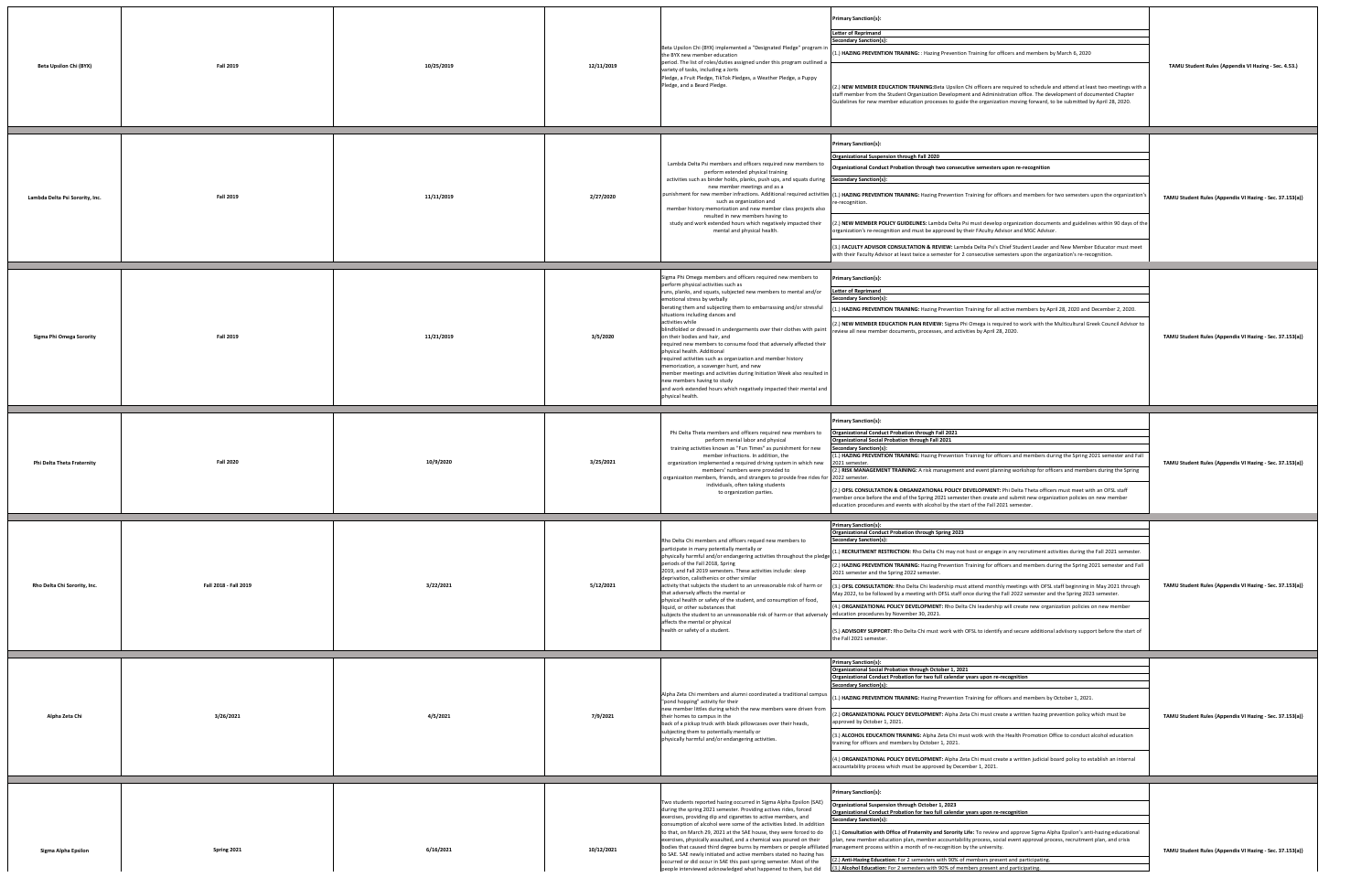| | | | | | | |
|---|---|---|---|---|---|---|
| Beta Upsilon Chi (BYX) | Fall 2019 | 10/25/2019 | 12/11/2019 | Beta Upsilon Chi (BYX) implemented a "Designated Pledge" program in the BYX new member education period. The list of roles/duties assigned under this program outlined a variety of tasks, including a Jorts Pledge, a Fruit Pledge, TikTok Pledges, a Weather Pledge, a Puppy Pledge, and a Beard Pledge. | **Primary Sanction(s):**<br>**Letter of Reprimand**<br>**Secondary Sanction(s):**<br>(1.) **HAZING PREVENTION TRAINING:** : Hazing Prevention Training for officers and members by March 6, 2020<br>(2.) **NEW MEMBER EDUCATION TRAINING:**Beta Upsilon Chi officers are required to schedule and attend at least two meetings with a staff member from the Student Organization Development and Administration office. The development of documented Chapter Guidelines for new member education processes to guide the organization moving forward, to be submitted by April 28, 2020. | TAMU Student Rules (Appendix VI Hazing - Sec. 4.53.) |
| Lambda Delta Psi Sorority, Inc. | Fall 2019 | 11/11/2019 | 2/27/2020 | Lambda Delta Psi members and officers required new members to perform extended physical training activities such as binder holds, planks, push ups, and squats during new member meetings and as a punishment for new member infractions. Additional required activities such as organization and member history memorization and new member class projects also resulted in new members having to study and work extended hours which negatively impacted their mental and physical health. | **Primary Sanction(s):**<br>**Organizational Suspension through Fall 2020**<br>**Organizational Conduct Probation through two consecutive semesters upon re-recognition**<br>**Secondary Sanction(s):**<br>(1.) **HAZING PREVENTION TRAINING:** Hazing Prevention Training for officers and members for two semesters upon the organization's re-recognition.<br>(2.) **NEW MEMBER POLICY GUIDELINES:** Lambda Delta Psi must develop organization documents and guidelines within 90 days of the organization's re-recognition and must be approved by their FAculty Advisor and MGC Advisor.<br>(3.) **FACULTY ADVISOR CONSULTATION & REVIEW:** Lambda Delta Psi's Chief Student Leader and New Member Educator must meet with their Faculty Advisor at least twice a semester for 2 consecutive semesters upon the organization's re-recognition. | TAMU Student Rules (Appendix VI Hazing - Sec. 37.153(a)) |
| Sigma Phi Omega Sorority | Fall 2019 | 11/21/2019 | 3/5/2020 | Sigma Phi Omega members and officers required new members to perform physical activities such as runs, planks, and squats, subjected new members to mental and/or emotional stress by verbally berating them and subjecting them to embarrassing and/or stressful situations including dances and activities while blindfolded or dressed in undergarments over their clothes with paint on their bodies and hair, and required new members to consume food that adversely affected their physical health. Additional required activities such as organization and member history memorization, a scavenger hunt, and new member meetings and activities during Initiation Week also resulted in new members having to study and work extended hours which negatively impacted their mental and physical health. | **Primary Sanction(s):**<br>**Letter of Reprimand**<br>**Secondary Sanction(s):**<br>(1.) **HAZING PREVENTION TRAINING:** Hazing Prevention Training for all active members by April 28, 2020 and December 2, 2020.<br>(2.) **NEW MEMBER EDUCATION PLAN REVIEW:** Sigma Phi Omega is required to work with the Multicultural Greek Council Advisor to review all new member documents, processes, and activities by April 28, 2020. | TAMU Student Rules (Appendix VI Hazing - Sec. 37.153(a)) |
| Phi Delta Theta Fraternity | Fall 2020 | 10/9/2020 | 3/25/2021 | Phi Delta Theta members and officers required new members to perform menial labor and physical training activities known as "Fun Times" as punishment for new member infractions. In addition, the organization implemented a required driving system in which new members' numbers were provided to organizaton members, friends, and strangers to provide free rides for individuals, often taking students to organization parties. | **Primary Sanction(s):**<br>**Organizational Conduct Probation through Fall 2021**<br>**Organizational Social Probation through Fall 2021**<br>**Secondary Sanction(s):**<br>(1.) **HAZING PREVENTION TRAINING:** Hazing Prevention Training for officers and members during the Spring 2021 semester and Fall 2021 semester.<br>(2.) **RISK MANAGEMENT TRAINING:** A risk management and event planning workshop for officers and members during the Spring 2022 semester.<br>(2.) **OFSL CONSULTATION & ORGANIZATIONAL POLICY DEVELOPMENT:** Phi Delta Theta officers must meet with an OFSL staff member once before the end of the Spring 2021 semester then create and submit new organization policies on new member education procedures and events with alcohol by the start of the Fall 2021 semester. | TAMU Student Rules (Appendix VI Hazing - Sec. 37.153(a)) |
| Rho Delta Chi Sorority, Inc. | Fall 2018 - Fall 2019 | 3/22/2021 | 5/12/2021 | Rho Delta Chi members and officers required new members to participate in many potentially mentally or physically harmful and/or endangering activities throughout the pledge periods of the Fall 2018, Spring 2019, and Fall 2019 semesters. These activities include: sleep deprivation, calisthenics or other similar activity that subjects the student to an unreasonable risk of harm or that adversely affects the mental or physical health or safety of the student, and consumption of food, liquid, or other substances that subjects the student to an unreasonable risk of harm or that adversely affects the mental or physical health or safety of a student. | **Primary Sanction(s):**<br>**Organizational Conduct Probation through Spring 2023**<br>**Secondary Sanction(s):**<br>(1.) **RECRUITMENT RESTRICTION:** Rho Delta Chi may not host or engage in any recruitment activities during the Fall 2021 semester.<br>(2.) **HAZING PREVENTION TRAINING:** Hazing Prevention Training for officers and members during the Spring 2021 semester and Fall 2021 semester and the Spring 2022 semester.<br>(3.) **OFSL CONSULTATION:** Rho Delta Chi leadership must attend monthly meetings with OFSL staff beginning in May 2021 through May 2022, to be followed by a meeting with OFSL staff once during the Fall 2022 semester and the Spring 2023 semester.<br>(4.) **ORGANIZATIONAL POLICY DEVELOPMENT:** Rho Delta Chi leadership will create new organization policies on new member education procedures by November 30, 2021.<br>(5.) **ADVISORY SUPPORT:** Rho Delta Chi must work with OFSL to identify and secure additional advisory support before the start of the Fall 2021 semester. | TAMU Student Rules (Appendix VI Hazing - Sec. 37.153(a)) |
| Alpha Zeta Chi | 3/26/2021 | 4/5/2021 | 7/9/2021 | Alpha Zeta Chi members and alumni coordinated a traditional campus "pond hopping" activity for their new member littles during which the new members were driven from their homes to campus in the back of a pickup truck with black pillowcases over their heads, subjecting them to potentially mentally or physically harmful and/or endangering activities. | **Primary Sanction(s):**<br>**Organizational Social Probation through October 1, 2021**<br>**Organizational Conduct Probation for two full calendar years upon re-recognition**<br>**Secondary Sanction(s):**<br>(1.) **HAZING PREVENTION TRAINING:** Hazing Prevention Training for officers and members by October 1, 2021.<br>(2.) **ORGANIZATIONAL POLICY DEVELOPMENT:** Alpha Zeta Chi must create a written hazing prevention policy which must be approved by October 1, 2021.<br>(3.) **ALCOHOL EDUCATION TRAINING:** Alpha Zeta Chi must work with the Health Promotion Office to conduct alcohol education training for officers and members by October 1, 2021.<br>(4.) **ORGANIZATIONAL POLICY DEVELOPMENT:** Alpha Zeta Chi must create a written judicial board policy to establish an internal accountability process which must be approved by December 1, 2021. | TAMU Student Rules (Appendix VI Hazing - Sec. 37.153(a)) |
| Sigma Alpha Epsilon | Spring 2021 | 6/16/2021 | 10/12/2021 | Two students reported hazing occurred in Sigma Alpha Epsilon (SAE) during the spring 2021 semester. Providing actives rides, forced exercises, providing dip and cigarettes to active members, and consumption of alcohol were some of the activities listed. In addition to that, on March 29, 2021 at the SAE house, they were forced to do exercises, physically assaulted, and a chemical was poured on their bodies that caused third degree burns by members or people affiliated to SAE. SAE newly initiated and active members stated no hazing has occurred or did occur in SAE this past spring semester. Most of the people interviewed acknowledged what happened to them, but did | **Primary Sanction(s):**<br>**Organizational Suspension through October 1, 2023**<br>**Organizational Conduct Probation for two full calendar years upon re-recognition**<br>**Secondary Sanction(s):**<br>(1.) **Consultation with Office of Fraternity and Sorority Life:** To review and approve Sigma Alpha Epsilon's anti-hazing educational plan, new member education plan, member accountability process, social event approval process, recruitment plan, and crisis management process within a month of re-recognition by the university.<br>(2.) **Anti-Hazing Education:** For 2 semesters with 90% of members present and participating.<br>(3.) **Alcohol Education:** For 2 semesters with 90% of members present and participating. | TAMU Student Rules (Appendix VI Hazing - Sec. 37.153(a)) |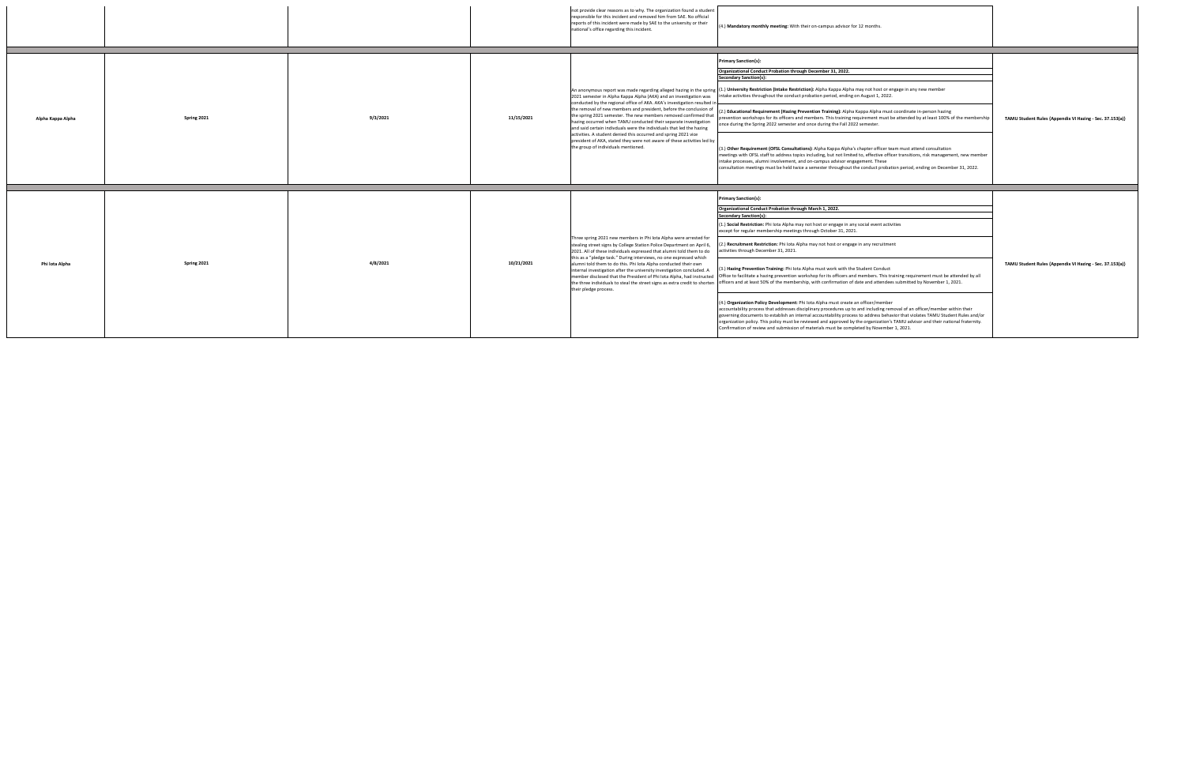| | | | | | | |
|---|---|---|---|---|---|---|
| | | | | not provide clear reasons as to why. The organization found a student responsible for this incident and removed him from SAE. No official reports of this incident were made by SAE to the university or their national's office regarding this incident. | (4.) **Mandatory monthly meeting:** With their on-campus advisor for 12 months. | |
| **Alpha Kappa Alpha** | **Spring 2021** | **9/3/2021** | **11/15/2021** | An anonymous report was made regarding alleged hazing in the spring 2021 semester in Alpha Kappa Alpha (AKA) and an investigation was conducted by the regional office of AKA. AKA's investigation resulted in the removal of new members and president, before the conclusion of the spring 2021 semester. The new members removed confirmed that hazing occurred when TAMU conducted their separate investigation and said certain individuals were the individuals that led the hazing activities. A student denied this occurred and spring 2021 vice president of AKA, stated they were not aware of these activities led by the group of individuals mentioned. | **Primary Sanction(s):**<br>**Organizational Conduct Probation through December 31, 2022.**<br>**Secondary Sanction(s):**<br>(1.) **University Restriction (Intake Restriction):** Alpha Kappa Alpha may not host or engage in any new member intake activities throughout the conduct probation period, ending on August 1, 2022.<br>(2.) **Educational Requirement (Hazing Prevention Training):** Alpha Kappa Alpha must coordinate in-person hazing prevention workshops for its officers and members. This training requirement must be attended by at least 100% of the membership once during the Spring 2022 semester and once during the Fall 2022 semester.<br>(3.) **Other Requirement (OFSL Consultations):** Alpha Kappa Alpha's chapter officer team must attend consultation meetings with OFSL staff to address topics including, but not limited to, effective officer transitions, risk management, new member intake processes, alumni involvement, and on-campus advisor engagement. These consultation meetings must be held twice a semester throughout the conduct probation period, ending on December 31, 2022. | **TAMU Student Rules (Appendix VI Hazing - Sec. 37.153(a))** |
| **Phi Iota Alpha** | **Spring 2021** | **4/8/2021** | **10/21/2021** | Three spring 2021 new members in Phi Iota Alpha were arrested for stealing street signs by College Station Police Department on April 6, 2021. All of these individuals expressed that alumni told them to do this as a "pledge task." During interviews, no one expressed which alumni told them to do this. Phi Iota Alpha conducted their own internal investigation after the university investigation concluded. A member disclosed that the President of Phi Iota Alpha, had instructed the three individuals to steal the street signs as extra credit to shorten their pledge process. | **Primary Sanction(s):**<br>**Organizational Conduct Probation through March 1, 2022.**<br>**Secondary Sanction(s):**<br>(1.) **Social Restriction:** Phi Iota Alpha may not host or engage in any social event activities except for regular membership meetings through October 31, 2021.<br>(2.) **Recruitment Restriction:** Phi Iota Alpha may not host or engage in any recruitment activities through December 31, 2021.<br>(3.) **Hazing Prevention Training:** Phi Iota Alpha must work with the Student Conduct Office to facilitate a hazing prevention workshop for its officers and members. This training requirement must be attended by all officers and at least 50% of the membership, with confirmation of date and attendees submitted by November 1, 2021.<br>(4.) **Organization Policy Development:** Phi Iota Alpha must create an officer/member accountability process that addresses disciplinary procedures up to and including removal of an officer/member within their governing documents to establish an internal accountability process to address behavior that violates TAMU Student Rules and/or organization policy. This policy must be reviewed and approved by the organization's TAMU advisor and their national fraternity. Confirmation of review and submission of materials must be completed by November 1, 2021. | **TAMU Student Rules (Appendix VI Hazing - Sec. 37.153(a))** |